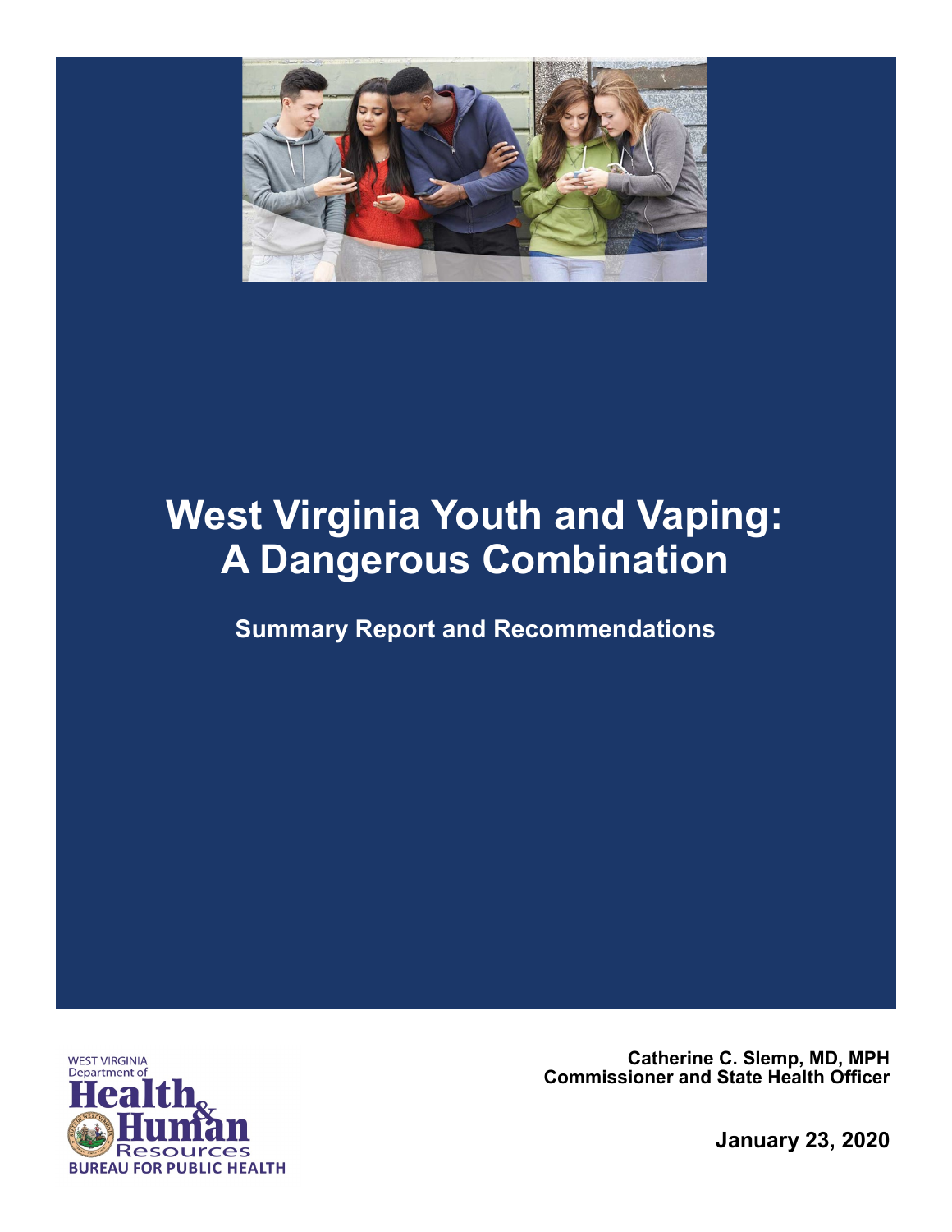# West Virginia Youth and Vaping: A Dangerous Combination

## Summary Report and Recommendations

WEST VIRGINIA Department of Health & Human Resources
BUREAU FOR PUBLIC HEALTH

**Catherine C. Slemp, MD, MPH**
**Commissioner and State Health Officer**

**January 23, 2020**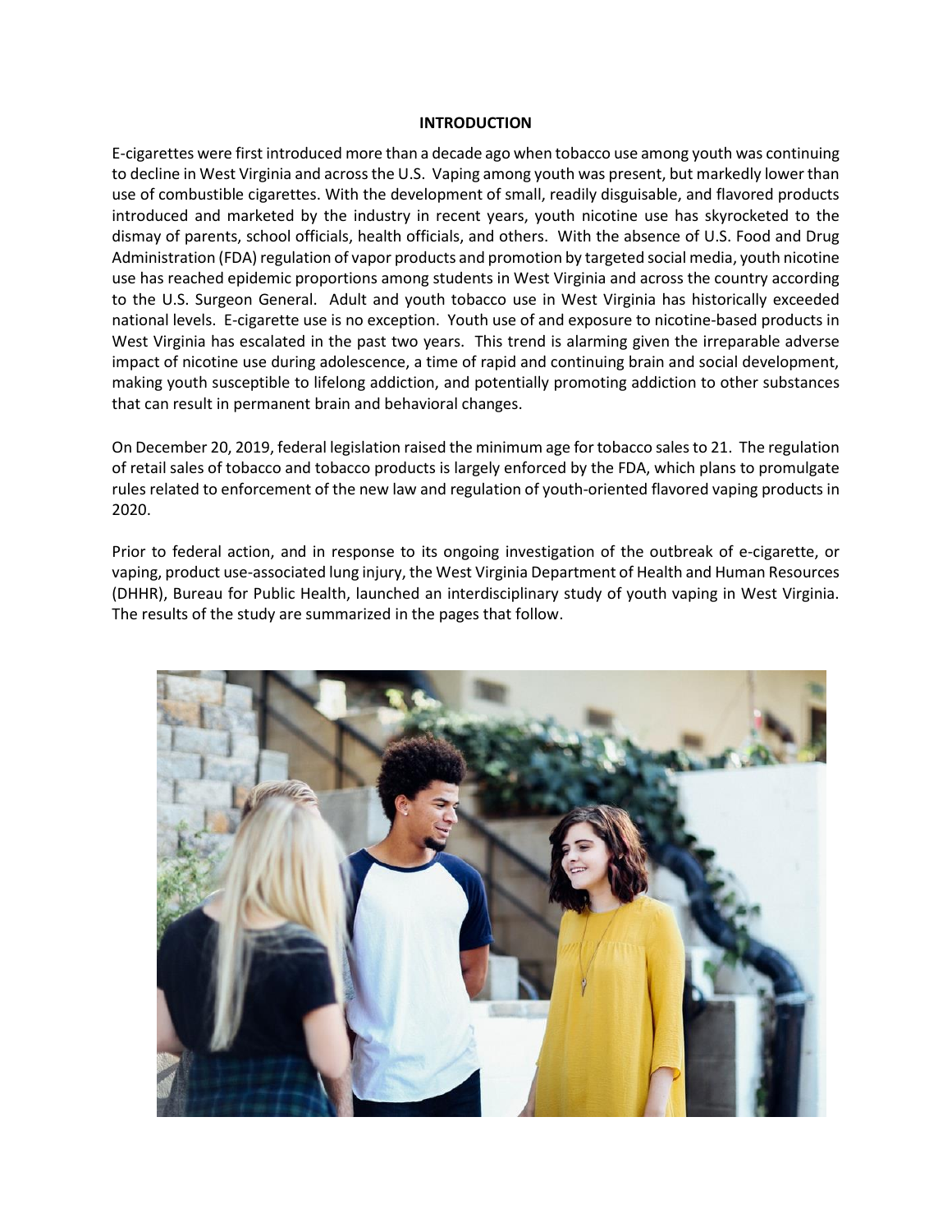# INTRODUCTION

E-cigarettes were first introduced more than a decade ago when tobacco use among youth was continuing to decline in West Virginia and across the U.S. Vaping among youth was present, but markedly lower than use of combustible cigarettes. With the development of small, readily disguisable, and flavored products introduced and marketed by the industry in recent years, youth nicotine use has skyrocketed to the dismay of parents, school officials, health officials, and others. With the absence of U.S. Food and Drug Administration (FDA) regulation of vapor products and promotion by targeted social media, youth nicotine use has reached epidemic proportions among students in West Virginia and across the country according to the U.S. Surgeon General. Adult and youth tobacco use in West Virginia has historically exceeded national levels. E-cigarette use is no exception. Youth use of and exposure to nicotine-based products in West Virginia has escalated in the past two years. This trend is alarming given the irreparable adverse impact of nicotine use during adolescence, a time of rapid and continuing brain and social development, making youth susceptible to lifelong addiction, and potentially promoting addiction to other substances that can result in permanent brain and behavioral changes.

On December 20, 2019, federal legislation raised the minimum age for tobacco sales to 21. The regulation of retail sales of tobacco and tobacco products is largely enforced by the FDA, which plans to promulgate rules related to enforcement of the new law and regulation of youth-oriented flavored vaping products in 2020.

Prior to federal action, and in response to its ongoing investigation of the outbreak of e-cigarette, or vaping, product use-associated lung injury, the West Virginia Department of Health and Human Resources (DHHR), Bureau for Public Health, launched an interdisciplinary study of youth vaping in West Virginia. The results of the study are summarized in the pages that follow.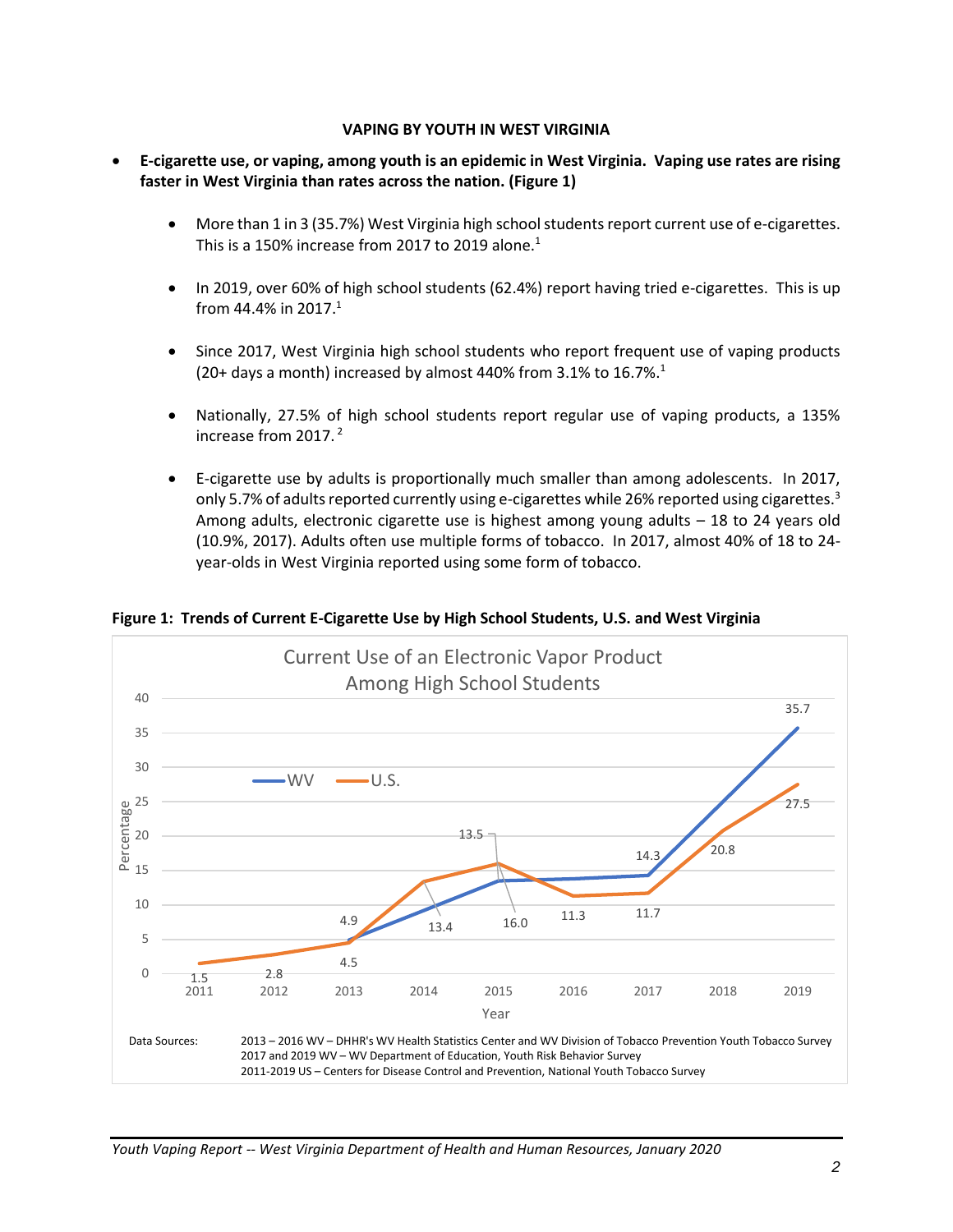## VAPING BY YOUTH IN WEST VIRGINIA

- **E-cigarette use, or vaping, among youth is an epidemic in West Virginia. Vaping use rates are rising faster in West Virginia than rates across the nation. (Figure 1)**
  - More than 1 in 3 (35.7%) West Virginia high school students report current use of e-cigarettes. This is a 150% increase from 2017 to 2019 alone.[1]
  - In 2019, over 60% of high school students (62.4%) report having tried e-cigarettes. This is up from 44.4% in 2017.[1]
  - Since 2017, West Virginia high school students who report frequent use of vaping products (20+ days a month) increased by almost 440% from 3.1% to 16.7%.[1]
  - Nationally, 27.5% of high school students report regular use of vaping products, a 135% increase from 2017.[2]
  - E-cigarette use by adults is proportionally much smaller than among adolescents. In 2017, only 5.7% of adults reported currently using e-cigarettes while 26% reported using cigarettes.[3] Among adults, electronic cigarette use is highest among young adults – 18 to 24 years old (10.9%, 2017). Adults often use multiple forms of tobacco. In 2017, almost 40% of 18 to 24-year-olds in West Virginia reported using some form of tobacco.

**Figure 1: Trends of Current E-Cigarette Use by High School Students, U.S. and West Virginia**

Current Use of an Electronic Vapor Product Among High School Students

| Year | WV | U.S. |
|---|---|---|
| 2011 | | 1.5 |
| 2012 | | 2.8 |
| 2013 | 4.9 | 4.5 |
| 2014 | | 13.4 |
| 2015 | 13.5 | 16.0 |
| 2016 | | 11.3 |
| 2017 | 14.3 | 11.7 |
| 2018 | | 20.8 |
| 2019 | 35.7 | 27.5 |

Data Sources: 2013 – 2016 WV – DHHR's WV Health Statistics Center and WV Division of Tobacco Prevention Youth Tobacco Survey
2017 and 2019 WV – WV Department of Education, Youth Risk Behavior Survey
2011-2019 US – Centers for Disease Control and Prevention, National Youth Tobacco Survey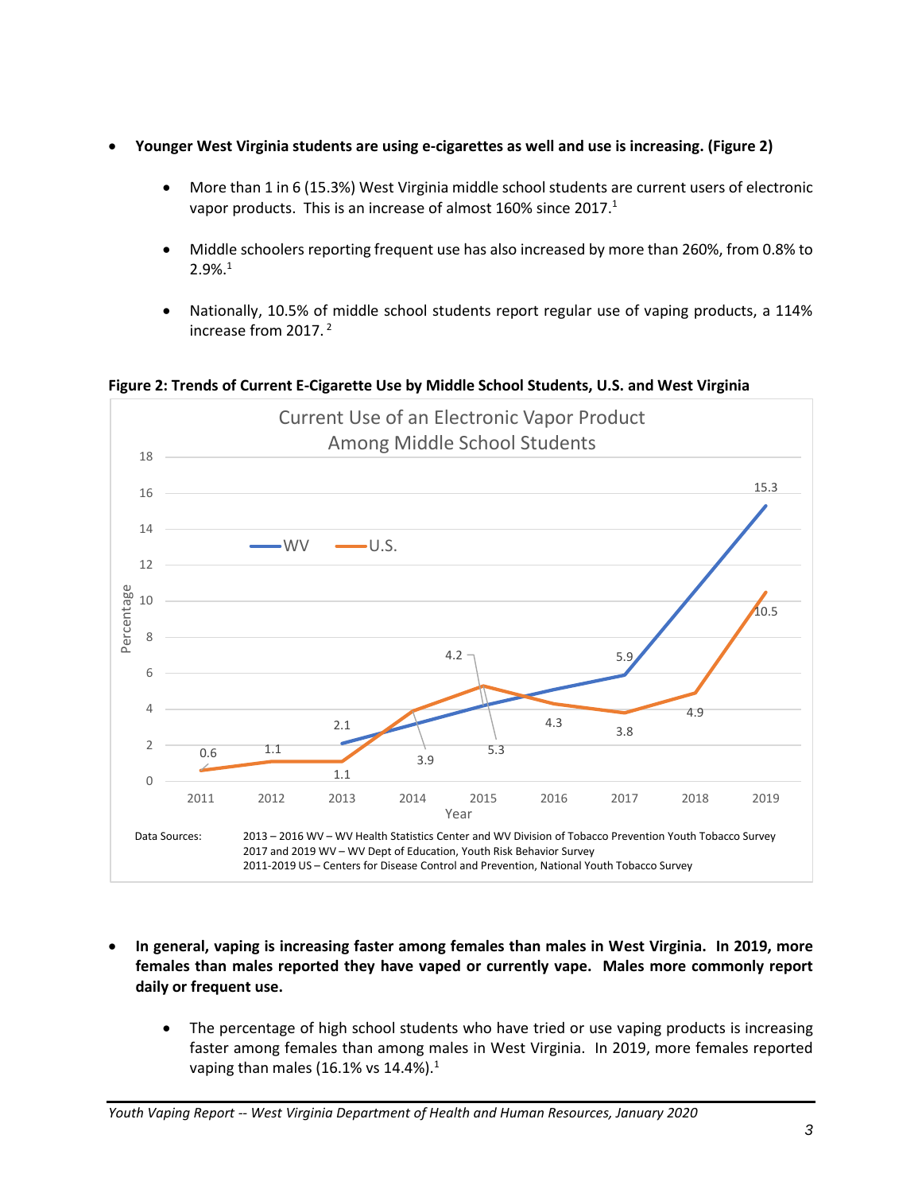- **Younger West Virginia students are using e-cigarettes as well and use is increasing. (Figure 2)**

  - More than 1 in 6 (15.3%) West Virginia middle school students are current users of electronic vapor products. This is an increase of almost 160% since 2017.[1]

  - Middle schoolers reporting frequent use has also increased by more than 260%, from 0.8% to 2.9%.[1]

  - Nationally, 10.5% of middle school students report regular use of vaping products, a 114% increase from 2017.[2]

**Figure 2: Trends of Current E-Cigarette Use by Middle School Students, U.S. and West Virginia**

Current Use of an Electronic Vapor Product Among Middle School Students

| Year | WV | U.S. |
|---|---|---|
| 2011 | | 0.6 |
| 2012 | | 1.1 |
| 2013 | 2.1 | 1.1 |
| 2014 | | 3.9 |
| 2015 | 4.2 | 5.3 |
| 2016 | | 4.3 |
| 2017 | 5.9 | 3.8 |
| 2018 | | 4.9 |
| 2019 | 15.3 | 10.5 |

Data Sources: 2013 – 2016 WV – WV Health Statistics Center and WV Division of Tobacco Prevention Youth Tobacco Survey
2017 and 2019 WV – WV Dept of Education, Youth Risk Behavior Survey
2011-2019 US – Centers for Disease Control and Prevention, National Youth Tobacco Survey

- **In general, vaping is increasing faster among females than males in West Virginia. In 2019, more females than males reported they have vaped or currently vape. Males more commonly report daily or frequent use.**

  - The percentage of high school students who have tried or use vaping products is increasing faster among females than among males in West Virginia. In 2019, more females reported vaping than males (16.1% vs 14.4%).[1]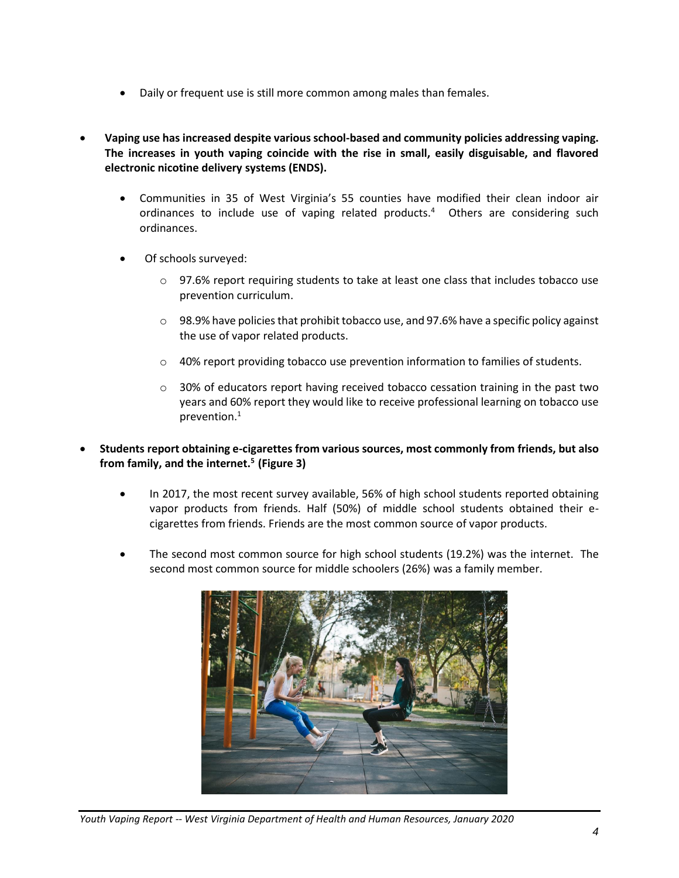- Daily or frequent use is still more common among males than females.

- **Vaping use has increased despite various school-based and community policies addressing vaping. The increases in youth vaping coincide with the rise in small, easily disguisable, and flavored electronic nicotine delivery systems (ENDS).**

  - Communities in 35 of West Virginia's 55 counties have modified their clean indoor air ordinances to include use of vaping related products.[4] Others are considering such ordinances.

  - Of schools surveyed:

    - 97.6% report requiring students to take at least one class that includes tobacco use prevention curriculum.

    - 98.9% have policies that prohibit tobacco use, and 97.6% have a specific policy against the use of vapor related products.

    - 40% report providing tobacco use prevention information to families of students.

    - 30% of educators report having received tobacco cessation training in the past two years and 60% report they would like to receive professional learning on tobacco use prevention.[1]

- **Students report obtaining e-cigarettes from various sources, most commonly from friends, but also from family, and the internet.[5] (Figure 3)**

  - In 2017, the most recent survey available, 56% of high school students reported obtaining vapor products from friends. Half (50%) of middle school students obtained their e-cigarettes from friends. Friends are the most common source of vapor products.

  - The second most common source for high school students (19.2%) was the internet. The second most common source for middle schoolers (26%) was a family member.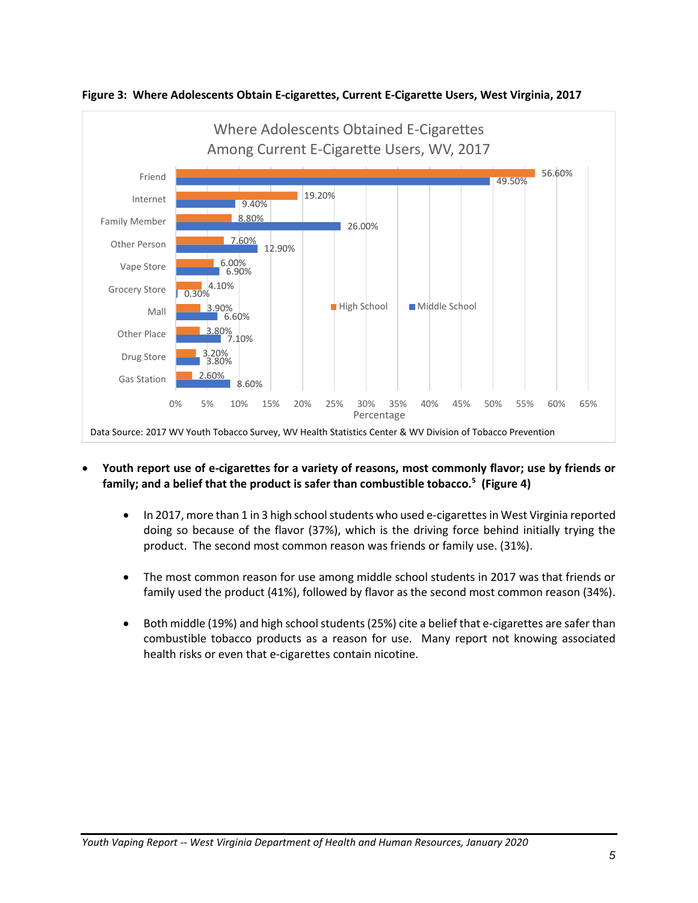**Figure 3: Where Adolescents Obtain E-cigarettes, Current E-Cigarette Users, West Virginia, 2017**

Where Adolescents Obtained E-Cigarettes Among Current E-Cigarette Users, WV, 2017

| Source | High School | Middle School |
| --- | --- | --- |
| Friend | 56.60% | 49.50% |
| Internet | 19.20% | 9.40% |
| Family Member | 8.80% | 26.00% |
| Other Person | 7.60% | 12.90% |
| Vape Store | 6.00% | 6.90% |
| Grocery Store | 4.10% | 0.30% |
| Mall | 3.90% | 6.60% |
| Other Place | 3.80% | 7.10% |
| Drug Store | 3.20% | 3.80% |
| Gas Station | 2.60% | 8.60% |

Data Source: 2017 WV Youth Tobacco Survey, WV Health Statistics Center & WV Division of Tobacco Prevention

- **Youth report use of e-cigarettes for a variety of reasons, most commonly flavor; use by friends or family; and a belief that the product is safer than combustible tobacco.[5] (Figure 4)**
  - In 2017, more than 1 in 3 high school students who used e-cigarettes in West Virginia reported doing so because of the flavor (37%), which is the driving force behind initially trying the product. The second most common reason was friends or family use. (31%).
  - The most common reason for use among middle school students in 2017 was that friends or family used the product (41%), followed by flavor as the second most common reason (34%).
  - Both middle (19%) and high school students (25%) cite a belief that e-cigarettes are safer than combustible tobacco products as a reason for use. Many report not knowing associated health risks or even that e-cigarettes contain nicotine.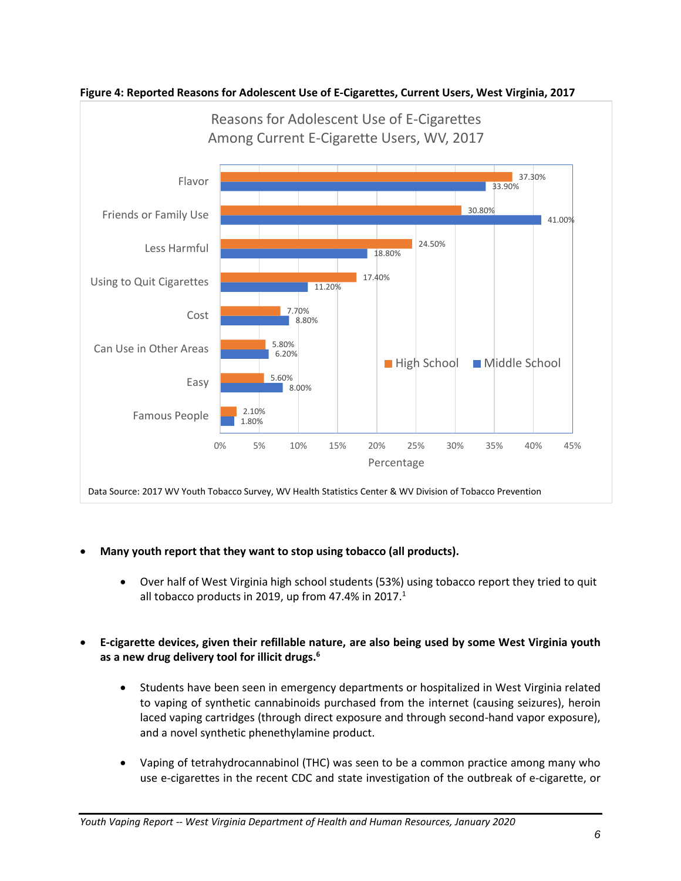**Figure 4: Reported Reasons for Adolescent Use of E-Cigarettes, Current Users, West Virginia, 2017**

Reasons for Adolescent Use of E-Cigarettes Among Current E-Cigarette Users, WV, 2017

| Reason | High School | Middle School |
|---|---|---|
| Flavor | 37.30% | 33.90% |
| Friends or Family Use | 30.80% | 41.00% |
| Less Harmful | 24.50% | 18.80% |
| Using to Quit Cigarettes | 17.40% | 11.20% |
| Cost | 7.70% | 8.80% |
| Can Use in Other Areas | 5.80% | 6.20% |
| Easy | 5.60% | 8.00% |
| Famous People | 2.10% | 1.80% |

Data Source: 2017 WV Youth Tobacco Survey, WV Health Statistics Center & WV Division of Tobacco Prevention

- **Many youth report that they want to stop using tobacco (all products).**
  - Over half of West Virginia high school students (53%) using tobacco report they tried to quit all tobacco products in 2019, up from 47.4% in 2017.[1]

- **E-cigarette devices, given their refillable nature, are also being used by some West Virginia youth as a new drug delivery tool for illicit drugs.[6]**
  - Students have been seen in emergency departments or hospitalized in West Virginia related to vaping of synthetic cannabinoids purchased from the internet (causing seizures), heroin laced vaping cartridges (through direct exposure and through second-hand vapor exposure), and a novel synthetic phenethylamine product.
  - Vaping of tetrahydrocannabinol (THC) was seen to be a common practice among many who use e-cigarettes in the recent CDC and state investigation of the outbreak of e-cigarette, or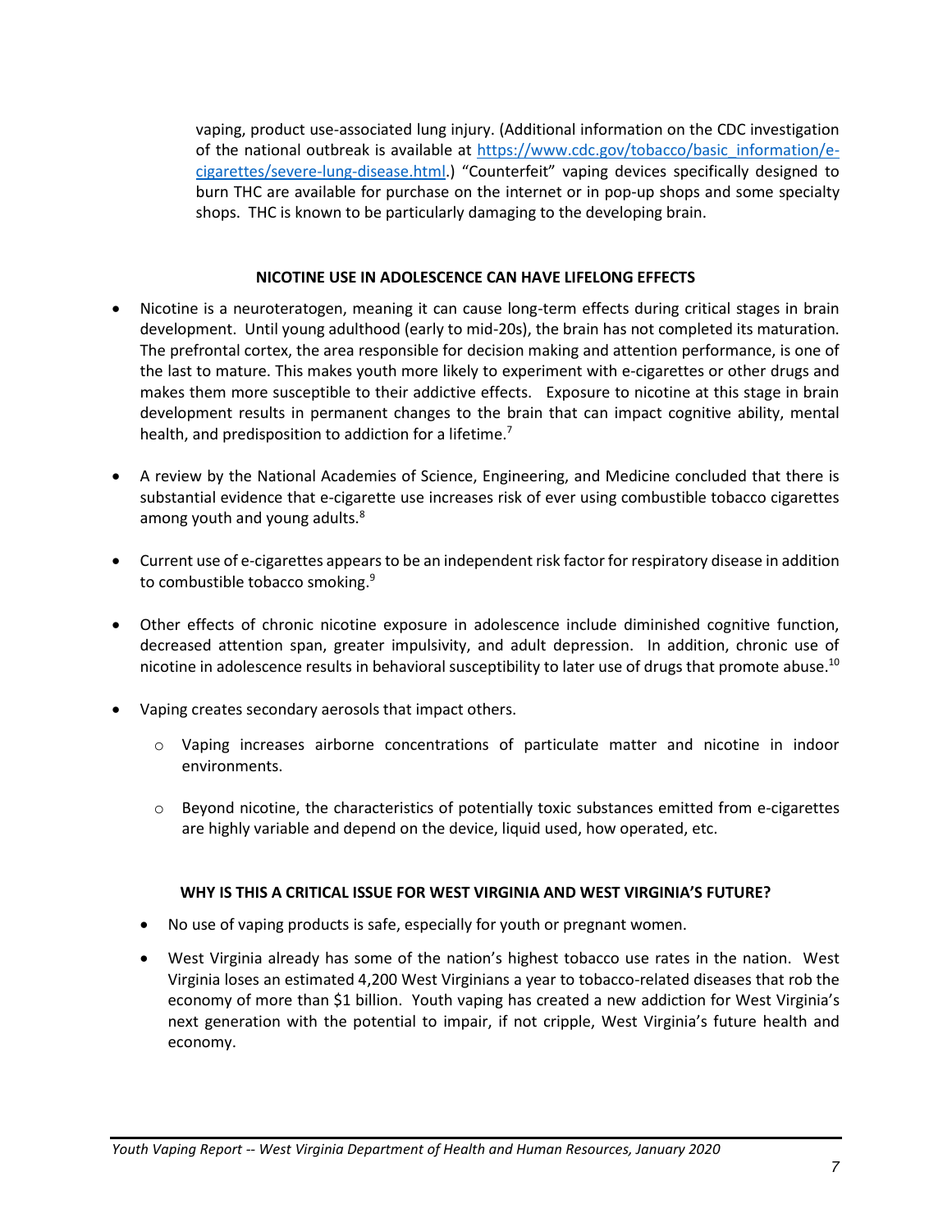vaping, product use-associated lung injury. (Additional information on the CDC investigation of the national outbreak is available at [https://www.cdc.gov/tobacco/basic_information/e-cigarettes/severe-lung-disease.html](https://www.cdc.gov/tobacco/basic_information/e-cigarettes/severe-lung-disease.html).) "Counterfeit" vaping devices specifically designed to burn THC are available for purchase on the internet or in pop-up shops and some specialty shops. THC is known to be particularly damaging to the developing brain.

**NICOTINE USE IN ADOLESCENCE CAN HAVE LIFELONG EFFECTS**

- Nicotine is a neuroteratogen, meaning it can cause long-term effects during critical stages in brain development. Until young adulthood (early to mid-20s), the brain has not completed its maturation. The prefrontal cortex, the area responsible for decision making and attention performance, is one of the last to mature. This makes youth more likely to experiment with e-cigarettes or other drugs and makes them more susceptible to their addictive effects. Exposure to nicotine at this stage in brain development results in permanent changes to the brain that can impact cognitive ability, mental health, and predisposition to addiction for a lifetime.[7]

- A review by the National Academies of Science, Engineering, and Medicine concluded that there is substantial evidence that e-cigarette use increases risk of ever using combustible tobacco cigarettes among youth and young adults.[8]

- Current use of e-cigarettes appears to be an independent risk factor for respiratory disease in addition to combustible tobacco smoking.[9]

- Other effects of chronic nicotine exposure in adolescence include diminished cognitive function, decreased attention span, greater impulsivity, and adult depression. In addition, chronic use of nicotine in adolescence results in behavioral susceptibility to later use of drugs that promote abuse.[10]

- Vaping creates secondary aerosols that impact others.
    - Vaping increases airborne concentrations of particulate matter and nicotine in indoor environments.
    - Beyond nicotine, the characteristics of potentially toxic substances emitted from e-cigarettes are highly variable and depend on the device, liquid used, how operated, etc.

**WHY IS THIS A CRITICAL ISSUE FOR WEST VIRGINIA AND WEST VIRGINIA'S FUTURE?**

- No use of vaping products is safe, especially for youth or pregnant women.
- West Virginia already has some of the nation's highest tobacco use rates in the nation. West Virginia loses an estimated 4,200 West Virginians a year to tobacco-related diseases that rob the economy of more than $1 billion. Youth vaping has created a new addiction for West Virginia's next generation with the potential to impair, if not cripple, West Virginia's future health and economy.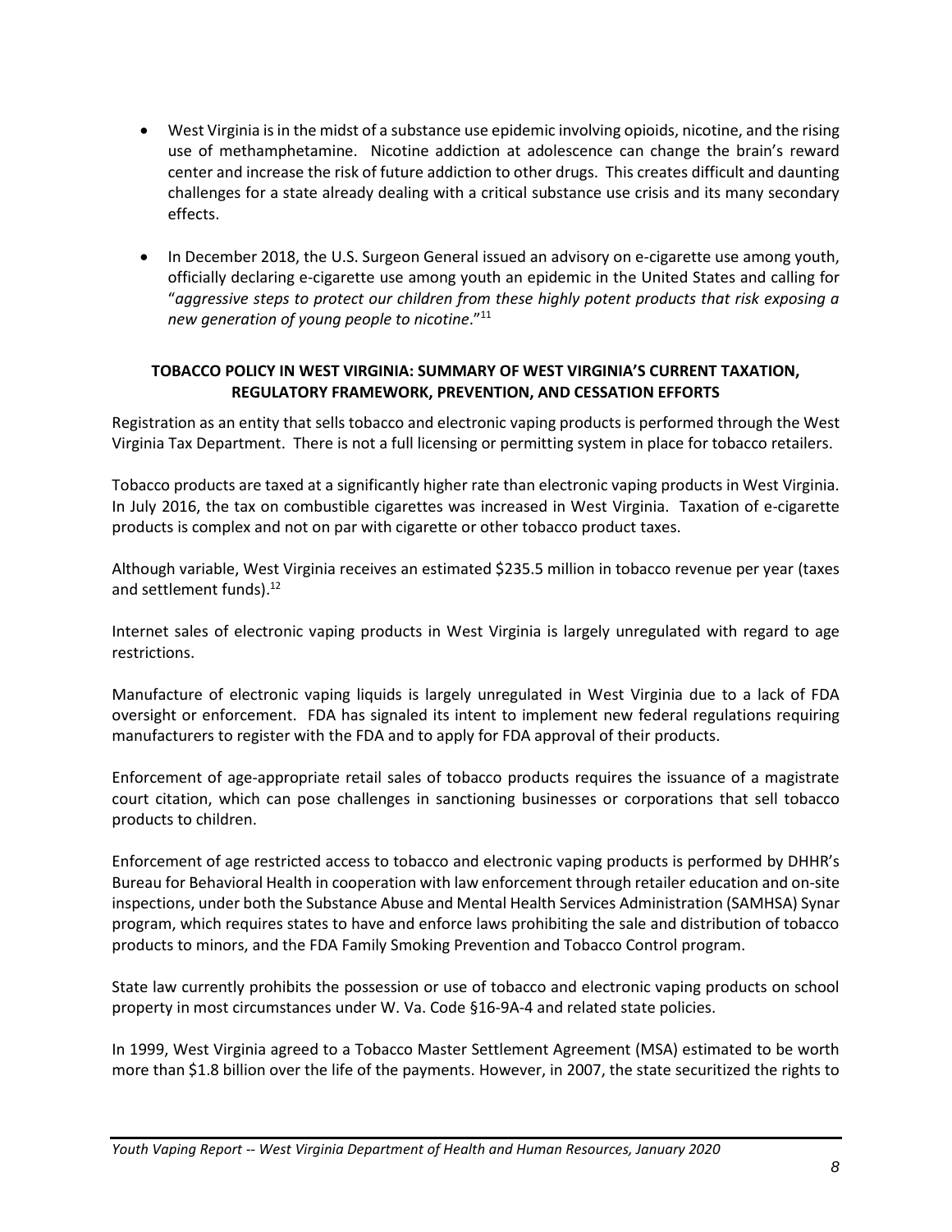- West Virginia is in the midst of a substance use epidemic involving opioids, nicotine, and the rising use of methamphetamine. Nicotine addiction at adolescence can change the brain's reward center and increase the risk of future addiction to other drugs. This creates difficult and daunting challenges for a state already dealing with a critical substance use crisis and its many secondary effects.

- In December 2018, the U.S. Surgeon General issued an advisory on e-cigarette use among youth, officially declaring e-cigarette use among youth an epidemic in the United States and calling for "*aggressive steps to protect our children from these highly potent products that risk exposing a new generation of young people to nicotine*."[11]

**TOBACCO POLICY IN WEST VIRGINIA: SUMMARY OF WEST VIRGINIA'S CURRENT TAXATION, REGULATORY FRAMEWORK, PREVENTION, AND CESSATION EFFORTS**

Registration as an entity that sells tobacco and electronic vaping products is performed through the West Virginia Tax Department. There is not a full licensing or permitting system in place for tobacco retailers.

Tobacco products are taxed at a significantly higher rate than electronic vaping products in West Virginia. In July 2016, the tax on combustible cigarettes was increased in West Virginia. Taxation of e-cigarette products is complex and not on par with cigarette or other tobacco product taxes.

Although variable, West Virginia receives an estimated $235.5 million in tobacco revenue per year (taxes and settlement funds).[12]

Internet sales of electronic vaping products in West Virginia is largely unregulated with regard to age restrictions.

Manufacture of electronic vaping liquids is largely unregulated in West Virginia due to a lack of FDA oversight or enforcement. FDA has signaled its intent to implement new federal regulations requiring manufacturers to register with the FDA and to apply for FDA approval of their products.

Enforcement of age-appropriate retail sales of tobacco products requires the issuance of a magistrate court citation, which can pose challenges in sanctioning businesses or corporations that sell tobacco products to children.

Enforcement of age restricted access to tobacco and electronic vaping products is performed by DHHR's Bureau for Behavioral Health in cooperation with law enforcement through retailer education and on-site inspections, under both the Substance Abuse and Mental Health Services Administration (SAMHSA) Synar program, which requires states to have and enforce laws prohibiting the sale and distribution of tobacco products to minors, and the FDA Family Smoking Prevention and Tobacco Control program.

State law currently prohibits the possession or use of tobacco and electronic vaping products on school property in most circumstances under W. Va. Code §16-9A-4 and related state policies.

In 1999, West Virginia agreed to a Tobacco Master Settlement Agreement (MSA) estimated to be worth more than $1.8 billion over the life of the payments. However, in 2007, the state securitized the rights to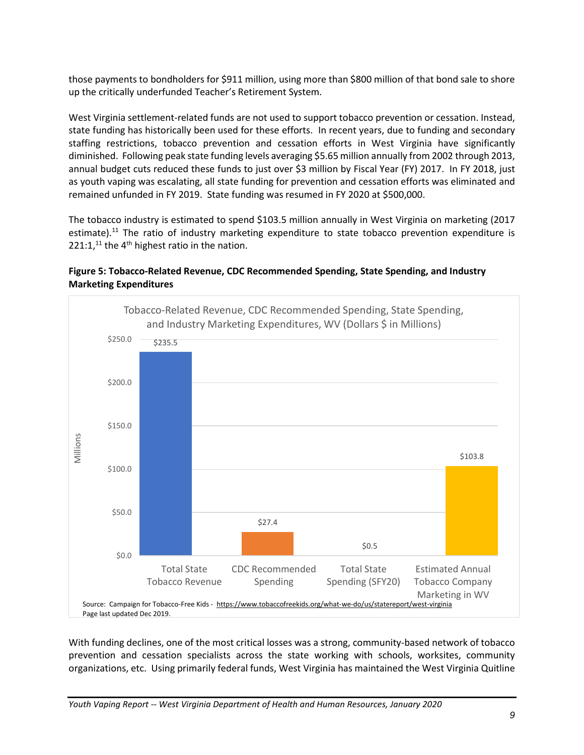those payments to bondholders for $911 million, using more than $800 million of that bond sale to shore up the critically underfunded Teacher's Retirement System.

West Virginia settlement-related funds are not used to support tobacco prevention or cessation. Instead, state funding has historically been used for these efforts. In recent years, due to funding and secondary staffing restrictions, tobacco prevention and cessation efforts in West Virginia have significantly diminished. Following peak state funding levels averaging $5.65 million annually from 2002 through 2013, annual budget cuts reduced these funds to just over $3 million by Fiscal Year (FY) 2017. In FY 2018, just as youth vaping was escalating, all state funding for prevention and cessation efforts was eliminated and remained unfunded in FY 2019. State funding was resumed in FY 2020 at $500,000.

The tobacco industry is estimated to spend $103.5 million annually in West Virginia on marketing (2017 estimate).[11] The ratio of industry marketing expenditure to state tobacco prevention expenditure is 221:1,[11] the 4th highest ratio in the nation.

**Figure 5: Tobacco-Related Revenue, CDC Recommended Spending, State Spending, and Industry Marketing Expenditures**

Tobacco-Related Revenue, CDC Recommended Spending, State Spending, and Industry Marketing Expenditures, WV (Dollars $ in Millions)

| Category | Millions |
|---|---|
| Total State Tobacco Revenue | $235.5 |
| CDC Recommended Spending | $27.4 |
| Total State Spending (SFY20) | $0.5 |
| Estimated Annual Tobacco Company Marketing in WV | $103.8 |

Source: Campaign for Tobacco-Free Kids - https://www.tobaccofreekids.org/what-we-do/us/statereport/west-virginia
Page last updated Dec 2019.

With funding declines, one of the most critical losses was a strong, community-based network of tobacco prevention and cessation specialists across the state working with schools, worksites, community organizations, etc. Using primarily federal funds, West Virginia has maintained the West Virginia Quitline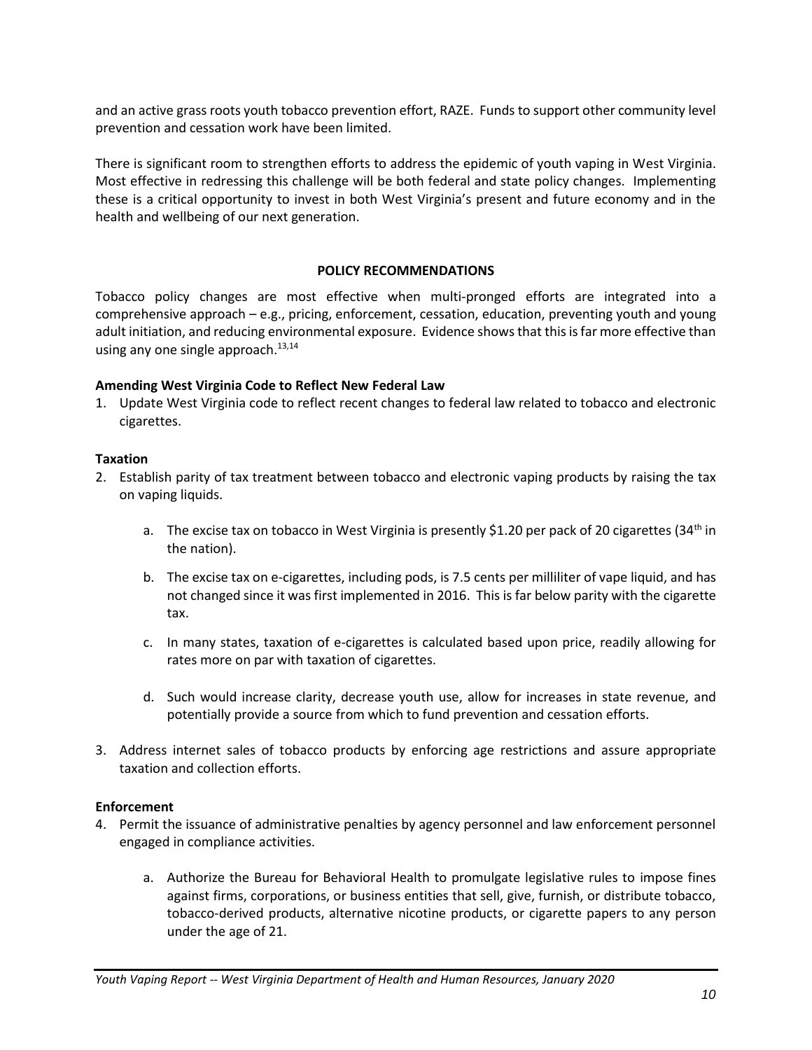and an active grass roots youth tobacco prevention effort, RAZE. Funds to support other community level prevention and cessation work have been limited.

There is significant room to strengthen efforts to address the epidemic of youth vaping in West Virginia. Most effective in redressing this challenge will be both federal and state policy changes. Implementing these is a critical opportunity to invest in both West Virginia's present and future economy and in the health and wellbeing of our next generation.

## POLICY RECOMMENDATIONS

Tobacco policy changes are most effective when multi-pronged efforts are integrated into a comprehensive approach – e.g., pricing, enforcement, cessation, education, preventing youth and young adult initiation, and reducing environmental exposure. Evidence shows that this is far more effective than using any one single approach.[13,14]

### Amending West Virginia Code to Reflect New Federal Law

1. Update West Virginia code to reflect recent changes to federal law related to tobacco and electronic cigarettes.

### Taxation

2. Establish parity of tax treatment between tobacco and electronic vaping products by raising the tax on vaping liquids.

   a. The excise tax on tobacco in West Virginia is presently $1.20 per pack of 20 cigarettes (34th in the nation).

   b. The excise tax on e-cigarettes, including pods, is 7.5 cents per milliliter of vape liquid, and has not changed since it was first implemented in 2016. This is far below parity with the cigarette tax.

   c. In many states, taxation of e-cigarettes is calculated based upon price, readily allowing for rates more on par with taxation of cigarettes.

   d. Such would increase clarity, decrease youth use, allow for increases in state revenue, and potentially provide a source from which to fund prevention and cessation efforts.

3. Address internet sales of tobacco products by enforcing age restrictions and assure appropriate taxation and collection efforts.

### Enforcement

4. Permit the issuance of administrative penalties by agency personnel and law enforcement personnel engaged in compliance activities.

   a. Authorize the Bureau for Behavioral Health to promulgate legislative rules to impose fines against firms, corporations, or business entities that sell, give, furnish, or distribute tobacco, tobacco-derived products, alternative nicotine products, or cigarette papers to any person under the age of 21.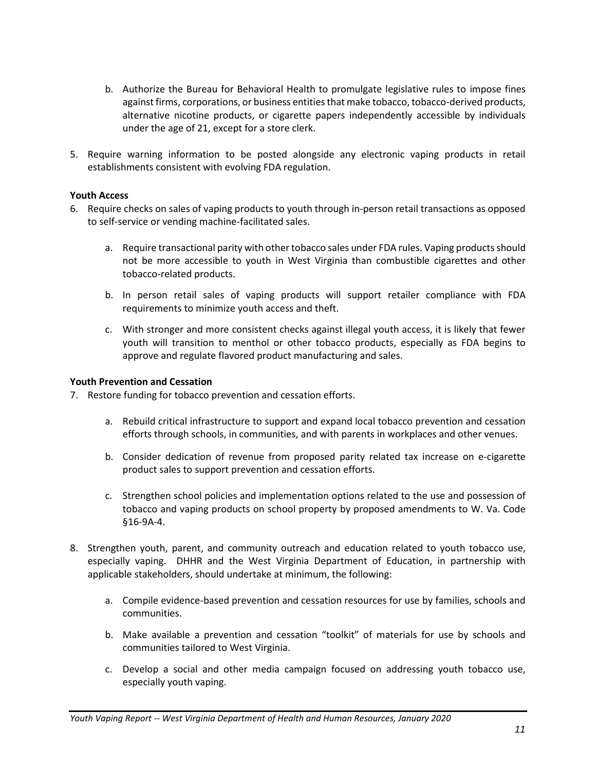b. Authorize the Bureau for Behavioral Health to promulgate legislative rules to impose fines against firms, corporations, or business entities that make tobacco, tobacco-derived products, alternative nicotine products, or cigarette papers independently accessible by individuals under the age of 21, except for a store clerk.

5. Require warning information to be posted alongside any electronic vaping products in retail establishments consistent with evolving FDA regulation.

**Youth Access**

6. Require checks on sales of vaping products to youth through in-person retail transactions as opposed to self-service or vending machine-facilitated sales.

   a. Require transactional parity with other tobacco sales under FDA rules. Vaping products should not be more accessible to youth in West Virginia than combustible cigarettes and other tobacco-related products.

   b. In person retail sales of vaping products will support retailer compliance with FDA requirements to minimize youth access and theft.

   c. With stronger and more consistent checks against illegal youth access, it is likely that fewer youth will transition to menthol or other tobacco products, especially as FDA begins to approve and regulate flavored product manufacturing and sales.

**Youth Prevention and Cessation**

7. Restore funding for tobacco prevention and cessation efforts.

   a. Rebuild critical infrastructure to support and expand local tobacco prevention and cessation efforts through schools, in communities, and with parents in workplaces and other venues.

   b. Consider dedication of revenue from proposed parity related tax increase on e-cigarette product sales to support prevention and cessation efforts.

   c. Strengthen school policies and implementation options related to the use and possession of tobacco and vaping products on school property by proposed amendments to W. Va. Code §16-9A-4.

8. Strengthen youth, parent, and community outreach and education related to youth tobacco use, especially vaping. DHHR and the West Virginia Department of Education, in partnership with applicable stakeholders, should undertake at minimum, the following:

   a. Compile evidence-based prevention and cessation resources for use by families, schools and communities.

   b. Make available a prevention and cessation "toolkit" of materials for use by schools and communities tailored to West Virginia.

   c. Develop a social and other media campaign focused on addressing youth tobacco use, especially youth vaping.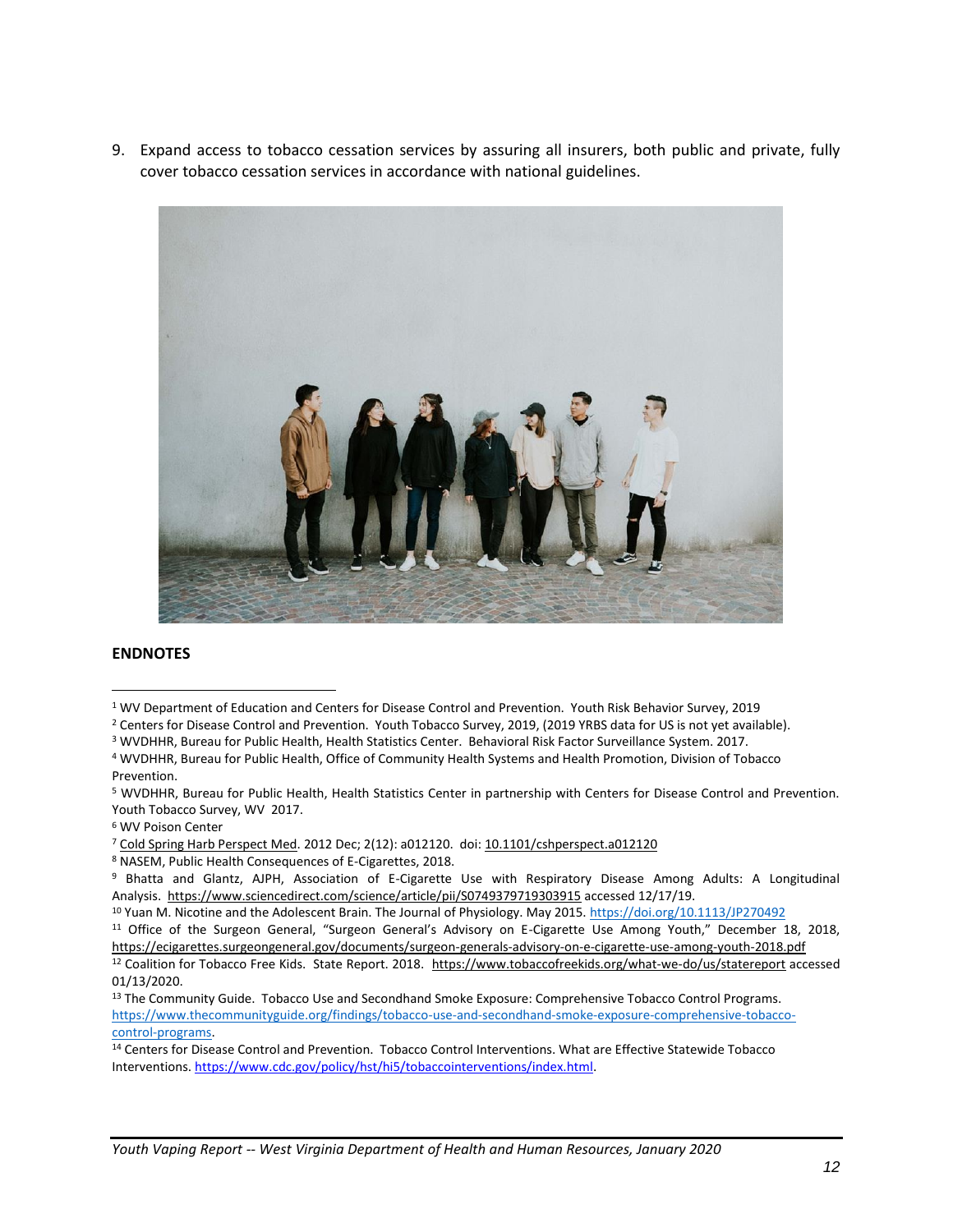9. Expand access to tobacco cessation services by assuring all insurers, both public and private, fully cover tobacco cessation services in accordance with national guidelines.

**ENDNOTES**

[1] WV Department of Education and Centers for Disease Control and Prevention. Youth Risk Behavior Survey, 2019

[2] Centers for Disease Control and Prevention. Youth Tobacco Survey, 2019, (2019 YRBS data for US is not yet available).

[3] WVDHHR, Bureau for Public Health, Health Statistics Center. Behavioral Risk Factor Surveillance System. 2017.

[4] WVDHHR, Bureau for Public Health, Office of Community Health Systems and Health Promotion, Division of Tobacco Prevention.

[5] WVDHHR, Bureau for Public Health, Health Statistics Center in partnership with Centers for Disease Control and Prevention. Youth Tobacco Survey, WV 2017.

[6] WV Poison Center

[7] Cold Spring Harb Perspect Med. 2012 Dec; 2(12): a012120. doi: 10.1101/cshperspect.a012120

[8] NASEM, Public Health Consequences of E-Cigarettes, 2018.

[9] Bhatta and Glantz, AJPH, Association of E-Cigarette Use with Respiratory Disease Among Adults: A Longitudinal Analysis. https://www.sciencedirect.com/science/article/pii/S0749379719303915 accessed 12/17/19.

[10] Yuan M. Nicotine and the Adolescent Brain. The Journal of Physiology. May 2015. https://doi.org/10.1113/JP270492

[11] Office of the Surgeon General, "Surgeon General's Advisory on E-Cigarette Use Among Youth," December 18, 2018, https://ecigarettes.surgeongeneral.gov/documents/surgeon-generals-advisory-on-e-cigarette-use-among-youth-2018.pdf

[12] Coalition for Tobacco Free Kids. State Report. 2018. https://www.tobaccofreekids.org/what-we-do/us/statereport accessed 01/13/2020.

[13] The Community Guide. Tobacco Use and Secondhand Smoke Exposure: Comprehensive Tobacco Control Programs. https://www.thecommunityguide.org/findings/tobacco-use-and-secondhand-smoke-exposure-comprehensive-tobacco-control-programs.

[14] Centers for Disease Control and Prevention. Tobacco Control Interventions. What are Effective Statewide Tobacco Interventions. https://www.cdc.gov/policy/hst/hi5/tobaccointerventions/index.html.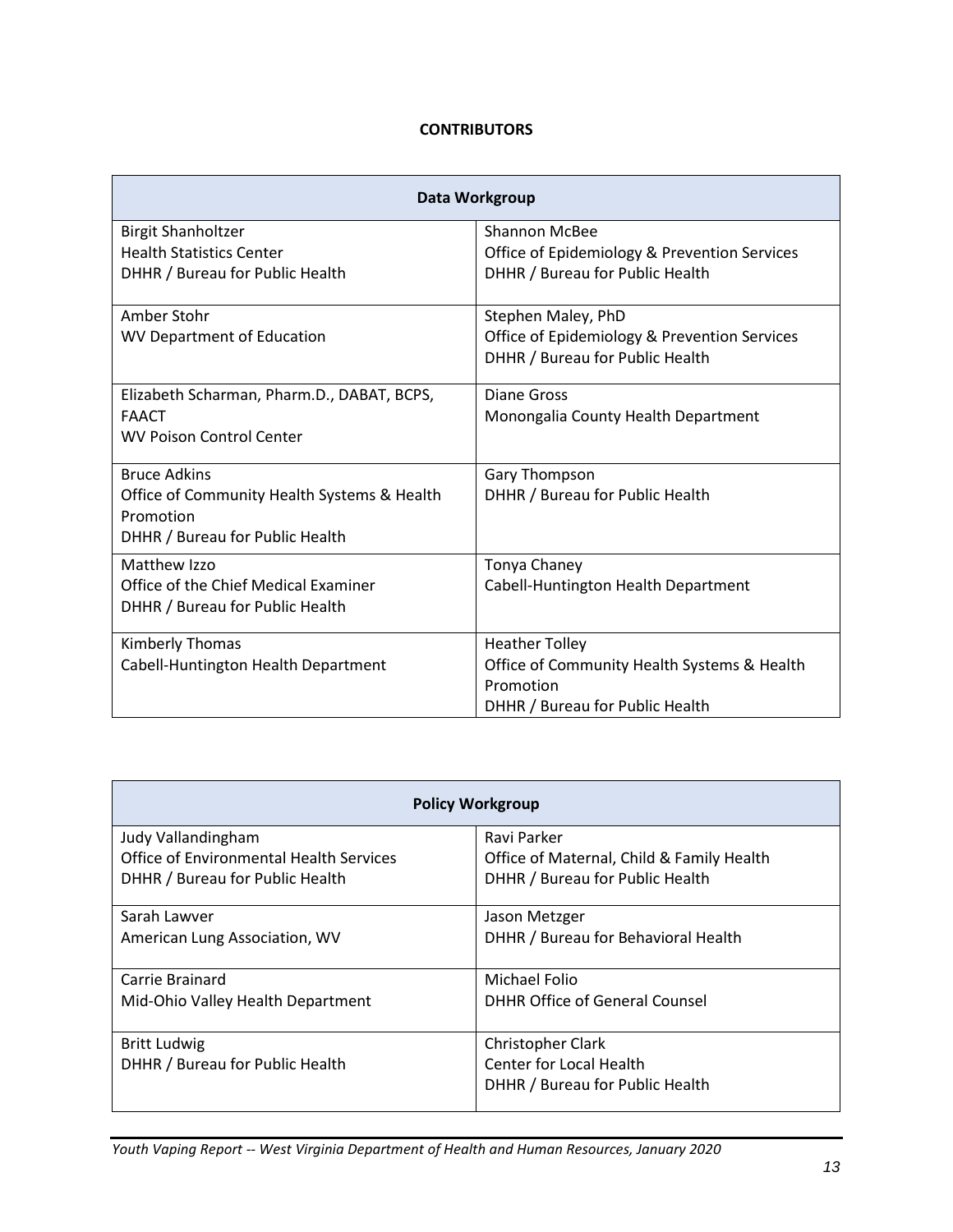**CONTRIBUTORS**

| Data Workgroup | |
|---|---|
| Birgit Shanholtzer<br>Health Statistics Center<br>DHHR / Bureau for Public Health | Shannon McBee<br>Office of Epidemiology & Prevention Services<br>DHHR / Bureau for Public Health |
| Amber Stohr<br>WV Department of Education | Stephen Maley, PhD<br>Office of Epidemiology & Prevention Services<br>DHHR / Bureau for Public Health |
| Elizabeth Scharman, Pharm.D., DABAT, BCPS, FAACT<br>WV Poison Control Center | Diane Gross<br>Monongalia County Health Department |
| Bruce Adkins<br>Office of Community Health Systems & Health Promotion<br>DHHR / Bureau for Public Health | Gary Thompson<br>DHHR / Bureau for Public Health |
| Matthew Izzo<br>Office of the Chief Medical Examiner<br>DHHR / Bureau for Public Health | Tonya Chaney<br>Cabell-Huntington Health Department |
| Kimberly Thomas<br>Cabell-Huntington Health Department | Heather Tolley<br>Office of Community Health Systems & Health Promotion<br>DHHR / Bureau for Public Health |

| Policy Workgroup | |
|---|---|
| Judy Vallandingham<br>Office of Environmental Health Services<br>DHHR / Bureau for Public Health | Ravi Parker<br>Office of Maternal, Child & Family Health<br>DHHR / Bureau for Public Health |
| Sarah Lawver<br>American Lung Association, WV | Jason Metzger<br>DHHR / Bureau for Behavioral Health |
| Carrie Brainard<br>Mid-Ohio Valley Health Department | Michael Folio<br>DHHR Office of General Counsel |
| Britt Ludwig<br>DHHR / Bureau for Public Health | Christopher Clark<br>Center for Local Health<br>DHHR / Bureau for Public Health |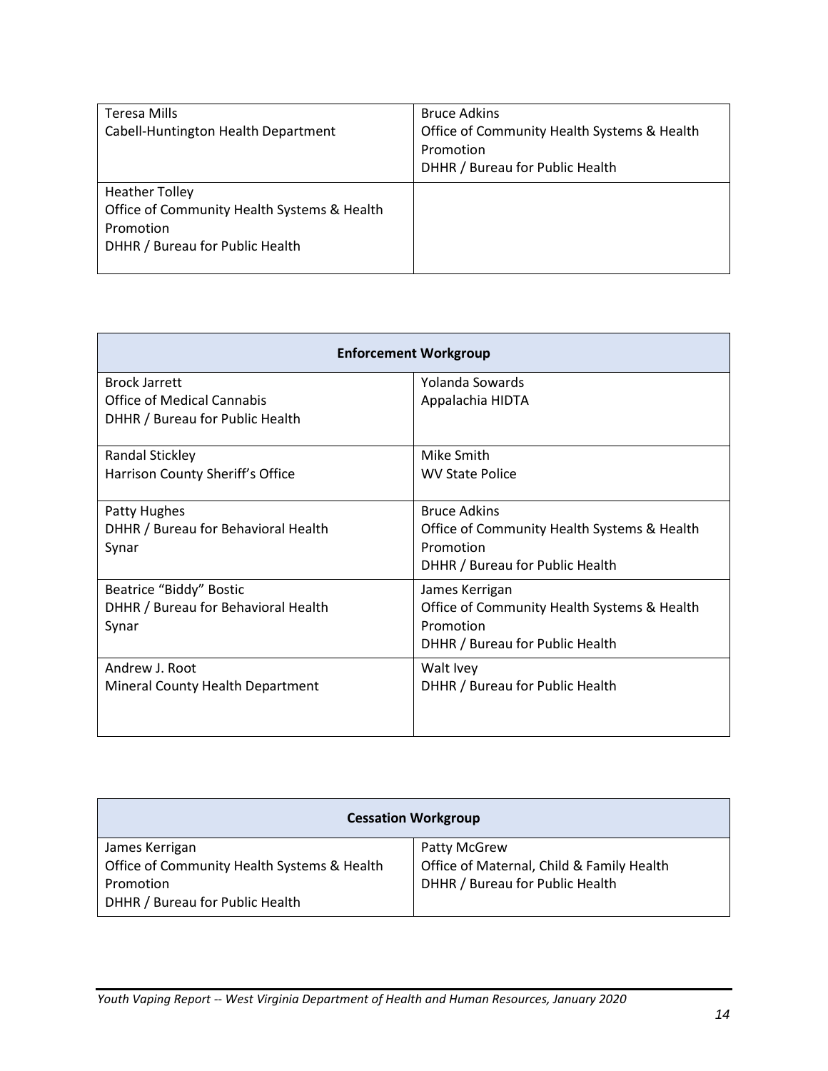| | |
|---|---|
| Teresa Mills<br>Cabell-Huntington Health Department | Bruce Adkins<br>Office of Community Health Systems & Health Promotion<br>DHHR / Bureau for Public Health |
| Heather Tolley<br>Office of Community Health Systems & Health Promotion<br>DHHR / Bureau for Public Health | |

| Enforcement Workgroup | |
|---|---|
| Brock Jarrett<br>Office of Medical Cannabis<br>DHHR / Bureau for Public Health | Yolanda Sowards<br>Appalachia HIDTA |
| Randal Stickley<br>Harrison County Sheriff's Office | Mike Smith<br>WV State Police |
| Patty Hughes<br>DHHR / Bureau for Behavioral Health<br>Synar | Bruce Adkins<br>Office of Community Health Systems & Health Promotion<br>DHHR / Bureau for Public Health |
| Beatrice "Biddy" Bostic<br>DHHR / Bureau for Behavioral Health<br>Synar | James Kerrigan<br>Office of Community Health Systems & Health Promotion<br>DHHR / Bureau for Public Health |
| Andrew J. Root<br>Mineral County Health Department | Walt Ivey<br>DHHR / Bureau for Public Health |

| Cessation Workgroup | |
|---|---|
| James Kerrigan<br>Office of Community Health Systems & Health Promotion<br>DHHR / Bureau for Public Health | Patty McGrew<br>Office of Maternal, Child & Family Health<br>DHHR / Bureau for Public Health |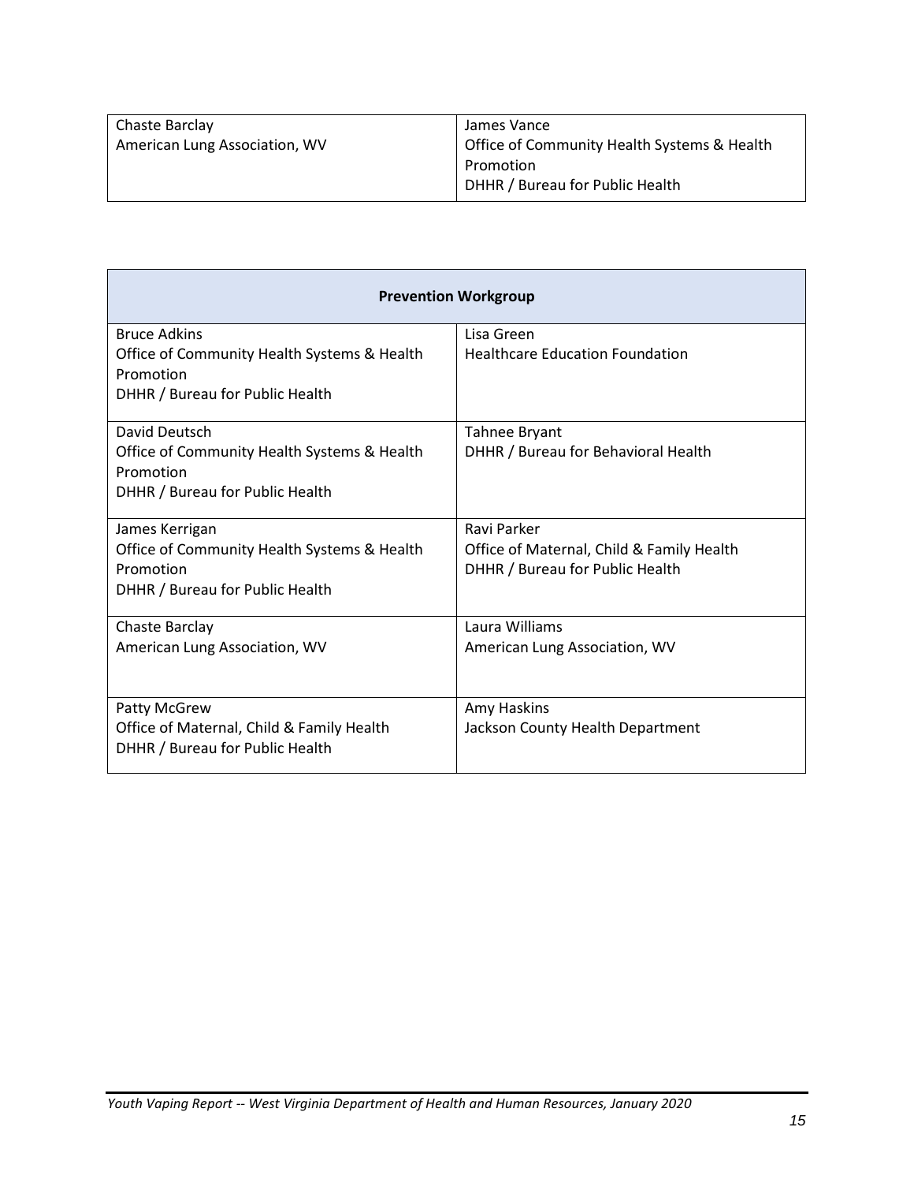| | |
|---|---|
| Chaste Barclay<br>American Lung Association, WV | James Vance<br>Office of Community Health Systems & Health Promotion<br>DHHR / Bureau for Public Health |

| Prevention Workgroup | |
|---|---|
| Bruce Adkins<br>Office of Community Health Systems & Health Promotion<br>DHHR / Bureau for Public Health | Lisa Green<br>Healthcare Education Foundation |
| David Deutsch<br>Office of Community Health Systems & Health Promotion<br>DHHR / Bureau for Public Health | Tahnee Bryant<br>DHHR / Bureau for Behavioral Health |
| James Kerrigan<br>Office of Community Health Systems & Health Promotion<br>DHHR / Bureau for Public Health | Ravi Parker<br>Office of Maternal, Child & Family Health<br>DHHR / Bureau for Public Health |
| Chaste Barclay<br>American Lung Association, WV | Laura Williams<br>American Lung Association, WV |
| Patty McGrew<br>Office of Maternal, Child & Family Health<br>DHHR / Bureau for Public Health | Amy Haskins<br>Jackson County Health Department |